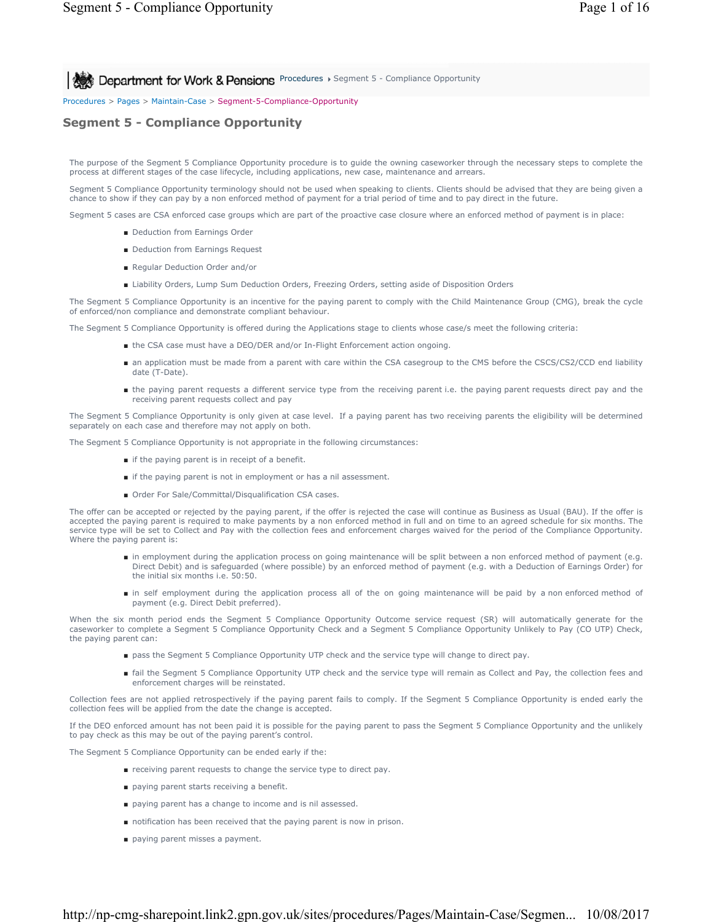Department for Work & Pensions Procedures › Segment 5 - Compliance Opportunity

Procedures > Pages > Maintain-Case > Segment-5-Compliance-Opportunity

# Segment 5 - Compliance Opportunity

The purpose of the Segment 5 Compliance Opportunity procedure is to guide the owning caseworker through the necessary steps to complete the process at different stages of the case lifecycle, including applications, new case, maintenance and arrears.

Segment 5 Compliance Opportunity terminology should not be used when speaking to clients. Clients should be advised that they are being given a chance to show if they can pay by a non enforced method of payment for a trial period of time and to pay direct in the future.

Segment 5 cases are CSA enforced case groups which are part of the proactive case closure where an enforced method of payment is in place:

- Deduction from Earnings Order
- Deduction from Earnings Request
- Regular Deduction Order and/or
- Liability Orders, Lump Sum Deduction Orders, Freezing Orders, setting aside of Disposition Orders

The Segment 5 Compliance Opportunity is an incentive for the paying parent to comply with the Child Maintenance Group (CMG), break the cycle of enforced/non compliance and demonstrate compliant behaviour.

The Segment 5 Compliance Opportunity is offered during the Applications stage to clients whose case/s meet the following criteria:

- the CSA case must have a DEO/DER and/or In-Flight Enforcement action ongoing.
- an application must be made from a parent with care within the CSA casegroup to the CMS before the CSCS/CS2/CCD end liability date (T-Date).
- the paying parent requests a different service type from the receiving parent i.e. the paying parent requests direct pay and the receiving parent requests collect and pay

The Segment 5 Compliance Opportunity is only given at case level. If a paying parent has two receiving parents the eligibility will be determined separately on each case and therefore may not apply on both.

The Segment 5 Compliance Opportunity is not appropriate in the following circumstances:

- if the paying parent is in receipt of a benefit.
- if the paying parent is not in employment or has a nil assessment.
- Order For Sale/Committal/Disqualification CSA cases.

The offer can be accepted or rejected by the paying parent, if the offer is rejected the case will continue as Business as Usual (BAU). If the offer is accepted the paying parent is required to make payments by a non enforced method in full and on time to an agreed schedule for six months. The service type will be set to Collect and Pay with the collection fees and enforcement charges waived for the period of the Compliance Opportunity. Where the paying parent is:

- in employment during the application process on going maintenance will be split between a non enforced method of payment (e.g. Direct Debit) and is safeguarded (where possible) by an enforced method of payment (e.g. with a Deduction of Earnings Order) for the initial six months i.e. 50:50.
- in self employment during the application process all of the on going maintenance will be paid by a non enforced method of payment (e.g. Direct Debit preferred).

When the six month period ends the Segment 5 Compliance Opportunity Outcome service request (SR) will automatically generate for the caseworker to complete a Segment 5 Compliance Opportunity Check and a Segment 5 Compliance Opportunity Unlikely to Pay (CO UTP) Check, the paying parent can:

- pass the Segment 5 Compliance Opportunity UTP check and the service type will change to direct pay.
- fail the Segment 5 Compliance Opportunity UTP check and the service type will remain as Collect and Pay, the collection fees and enforcement charges will be reinstated.

Collection fees are not applied retrospectively if the paying parent fails to comply. If the Segment 5 Compliance Opportunity is ended early the collection fees will be applied from the date the change is accepted.

If the DEO enforced amount has not been paid it is possible for the paying parent to pass the Segment 5 Compliance Opportunity and the unlikely to pay check as this may be out of the paying parent's control.

The Segment 5 Compliance Opportunity can be ended early if the:

- receiving parent requests to change the service type to direct pay.
- paying parent starts receiving a benefit.
- paying parent has a change to income and is nil assessed.
- notification has been received that the paying parent is now in prison.
- paying parent misses a payment.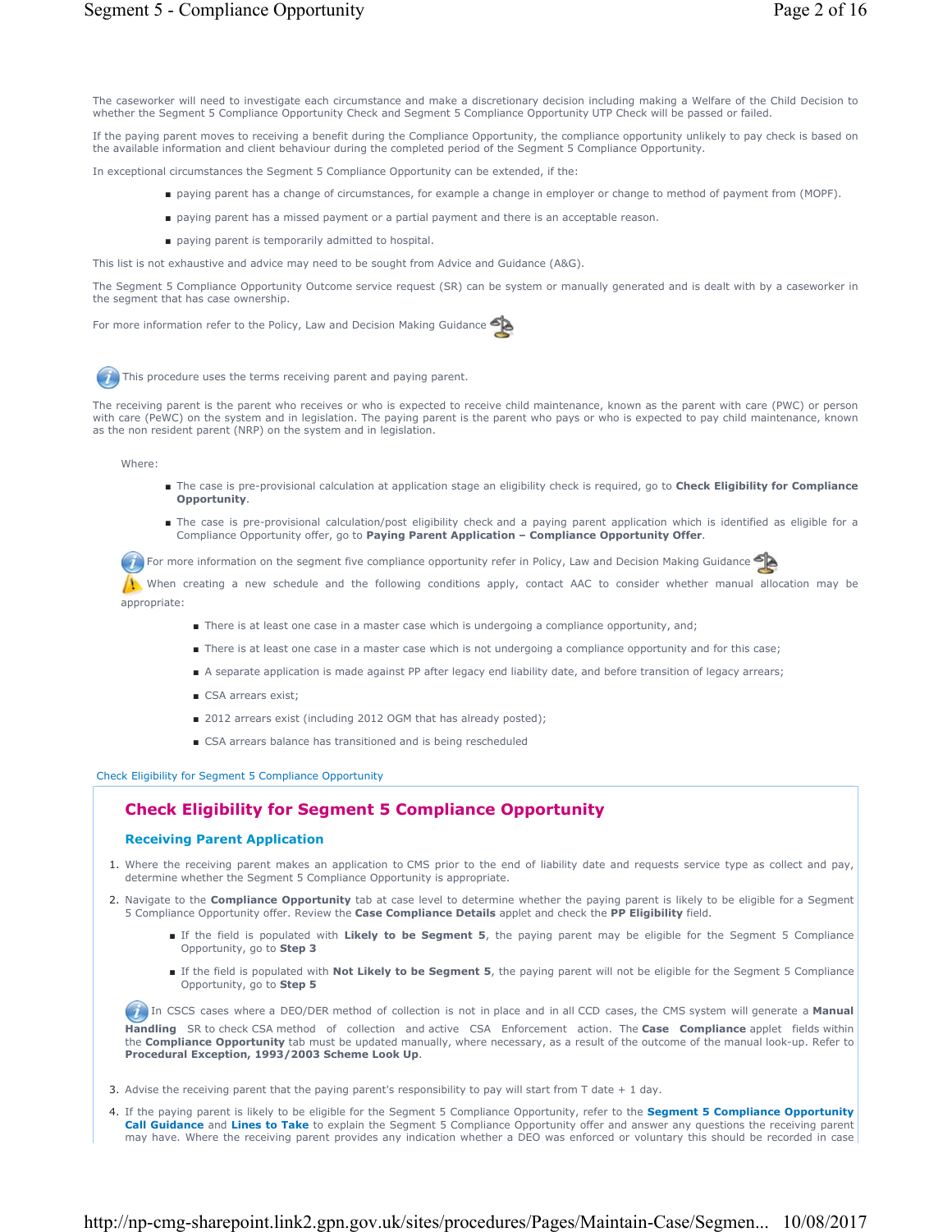The caseworker will need to investigate each circumstance and make a discretionary decision including making a Welfare of the Child Decision to whether the Segment 5 Compliance Opportunity Check and Segment 5 Compliance Opportunity UTP Check will be passed or failed.

If the paying parent moves to receiving a benefit during the Compliance Opportunity, the compliance opportunity unlikely to pay check is based on the available information and client behaviour during the completed period of the Segment 5 Compliance Opportunity.

In exceptional circumstances the Segment 5 Compliance Opportunity can be extended, if the:

- paying parent has a change of circumstances, for example a change in employer or change to method of payment from (MOPF).
- paying parent has a missed payment or a partial payment and there is an acceptable reason.
- paying parent is temporarily admitted to hospital.

This list is not exhaustive and advice may need to be sought from Advice and Guidance (A&G).

The Segment 5 Compliance Opportunity Outcome service request (SR) can be system or manually generated and is dealt with by a caseworker in the segment that has case ownership.

For more information refer to the Policy, Law and Decision Making Guidance

This procedure uses the terms receiving parent and paying parent.

The receiving parent is the parent who receives or who is expected to receive child maintenance, known as the parent with care (PWC) or person with care (PeWC) on the system and in legislation. The paying parent is the parent who pays or who is expected to pay child maintenance, known as the non resident parent (NRP) on the system and in legislation.

Where:

- The case is pre-provisional calculation at application stage an eligibility check is required, go to **Check Eligibility for Compliance Opportunity**.
- The case is pre-provisional calculation/post eligibility check and a paying parent application which is identified as eligible for a Compliance Opportunity offer, go to **Paying Parent Application – Compliance Opportunity Offer**.

For more information on the segment five compliance opportunity refer in Policy, Law and Decision Making Guidance

When creating a new schedule and the following conditions apply, contact AAC to consider whether manual allocation may be appropriate:

- There is at least one case in a master case which is undergoing a compliance opportunity, and;
- There is at least one case in a master case which is not undergoing a compliance opportunity and for this case;
- A separate application is made against PP after legacy end liability date, and before transition of legacy arrears;
- CSA arrears exist;
- 2012 arrears exist (including 2012 OGM that has already posted);
- CSA arrears balance has transitioned and is being rescheduled

Check Eligibility for Segment 5 Compliance Opportunity

## Check Eligibility for Segment 5 Compliance Opportunity

### Receiving Parent Application

1. Where the receiving parent makes an application to CMS prior to the end of liability date and requests service type as collect and pay, determine whether the Segment 5 Compliance Opportunity is appropriate.
2. Navigate to the **Compliance Opportunity** tab at case level to determine whether the paying parent is likely to be eligible for a Segment 5 Compliance Opportunity offer. Review the **Case Compliance Details** applet and check the **PP Eligibility** field.
   - If the field is populated with **Likely to be Segment 5**, the paying parent may be eligible for the Segment 5 Compliance Opportunity, go to **Step 3**
   - If the field is populated with **Not Likely to be Segment 5**, the paying parent will not be eligible for the Segment 5 Compliance Opportunity, go to **Step 5**

   In CSCS cases where a DEO/DER method of collection is not in place and in all CCD cases, the CMS system will generate a **Manual Handling** SR to check CSA method of collection and active CSA Enforcement action. The **Case Compliance** applet fields within the **Compliance Opportunity** tab must be updated manually, where necessary, as a result of the outcome of the manual look-up. Refer to **Procedural Exception, 1993/2003 Scheme Look Up**.

3. Advise the receiving parent that the paying parent's responsibility to pay will start from T date + 1 day.
4. If the paying parent is likely to be eligible for the Segment 5 Compliance Opportunity, refer to the **Segment 5 Compliance Opportunity Call Guidance** and **Lines to Take** to explain the Segment 5 Compliance Opportunity offer and answer any questions the receiving parent may have. Where the receiving parent provides any indication whether a DEO was enforced or voluntary this should be recorded in case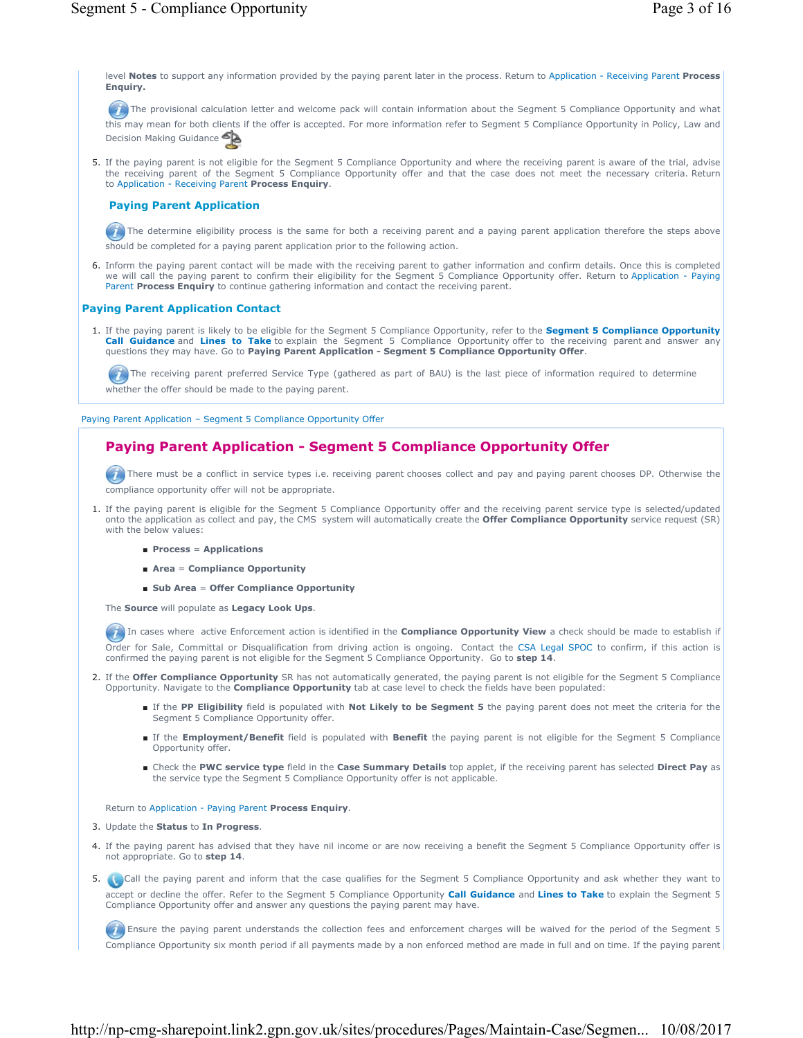level **Notes** to support any information provided by the paying parent later in the process. Return to Application - Receiving Parent **Process Enquiry.**

The provisional calculation letter and welcome pack will contain information about the Segment 5 Compliance Opportunity and what this may mean for both clients if the offer is accepted. For more information refer to Segment 5 Compliance Opportunity in Policy, Law and Decision Making Guidance

5. If the paying parent is not eligible for the Segment 5 Compliance Opportunity and where the receiving parent is aware of the trial, advise the receiving parent of the Segment 5 Compliance Opportunity offer and that the case does not meet the necessary criteria. Return to Application - Receiving Parent **Process Enquiry**.

### Paying Parent Application

The determine eligibility process is the same for both a receiving parent and a paying parent application therefore the steps above should be completed for a paying parent application prior to the following action.

6. Inform the paying parent contact will be made with the receiving parent to gather information and confirm details. Once this is completed we will call the paying parent to confirm their eligibility for the Segment 5 Compliance Opportunity offer. Return to Application - Paying Parent **Process Enquiry** to continue gathering information and contact the receiving parent.

## Paying Parent Application Contact

1. If the paying parent is likely to be eligible for the Segment 5 Compliance Opportunity, refer to the **Segment 5 Compliance Opportunity Call Guidance** and **Lines to Take** to explain the Segment 5 Compliance Opportunity offer to the receiving parent and answer any questions they may have. Go to **Paying Parent Application - Segment 5 Compliance Opportunity Offer**.

The receiving parent preferred Service Type (gathered as part of BAU) is the last piece of information required to determine whether the offer should be made to the paying parent.

Paying Parent Application – Segment 5 Compliance Opportunity Offer

## Paying Parent Application - Segment 5 Compliance Opportunity Offer

There must be a conflict in service types i.e. receiving parent chooses collect and pay and paying parent chooses DP. Otherwise the compliance opportunity offer will not be appropriate.

1. If the paying parent is eligible for the Segment 5 Compliance Opportunity offer and the receiving parent service type is selected/updated onto the application as collect and pay, the CMS system will automatically create the **Offer Compliance Opportunity** service request (SR) with the below values:

   - **Process** = **Applications**
   - **Area** = **Compliance Opportunity**
   - **Sub Area** = **Offer Compliance Opportunity**

   The **Source** will populate as **Legacy Look Ups**.

   In cases where active Enforcement action is identified in the **Compliance Opportunity View** a check should be made to establish if Order for Sale, Committal or Disqualification from driving action is ongoing. Contact the CSA Legal SPOC to confirm, if this action is confirmed the paying parent is not eligible for the Segment 5 Compliance Opportunity. Go to **step 14**.

2. If the **Offer Compliance Opportunity** SR has not automatically generated, the paying parent is not eligible for the Segment 5 Compliance Opportunity. Navigate to the **Compliance Opportunity** tab at case level to check the fields have been populated:

   - If the **PP Eligibility** field is populated with **Not Likely to be Segment 5** the paying parent does not meet the criteria for the Segment 5 Compliance Opportunity offer.
   - If the **Employment/Benefit** field is populated with **Benefit** the paying parent is not eligible for the Segment 5 Compliance Opportunity offer.
   - Check the **PWC service type** field in the **Case Summary Details** top applet, if the receiving parent has selected **Direct Pay** as the service type the Segment 5 Compliance Opportunity offer is not applicable.

   Return to Application - Paying Parent **Process Enquiry**.

3. Update the **Status** to **In Progress**.

4. If the paying parent has advised that they have nil income or are now receiving a benefit the Segment 5 Compliance Opportunity offer is not appropriate. Go to **step 14**.

5. Call the paying parent and inform that the case qualifies for the Segment 5 Compliance Opportunity and ask whether they want to accept or decline the offer. Refer to the Segment 5 Compliance Opportunity **Call Guidance** and **Lines to Take** to explain the Segment 5 Compliance Opportunity offer and answer any questions the paying parent may have.

   Ensure the paying parent understands the collection fees and enforcement charges will be waived for the period of the Segment 5 Compliance Opportunity six month period if all payments made by a non enforced method are made in full and on time. If the paying parent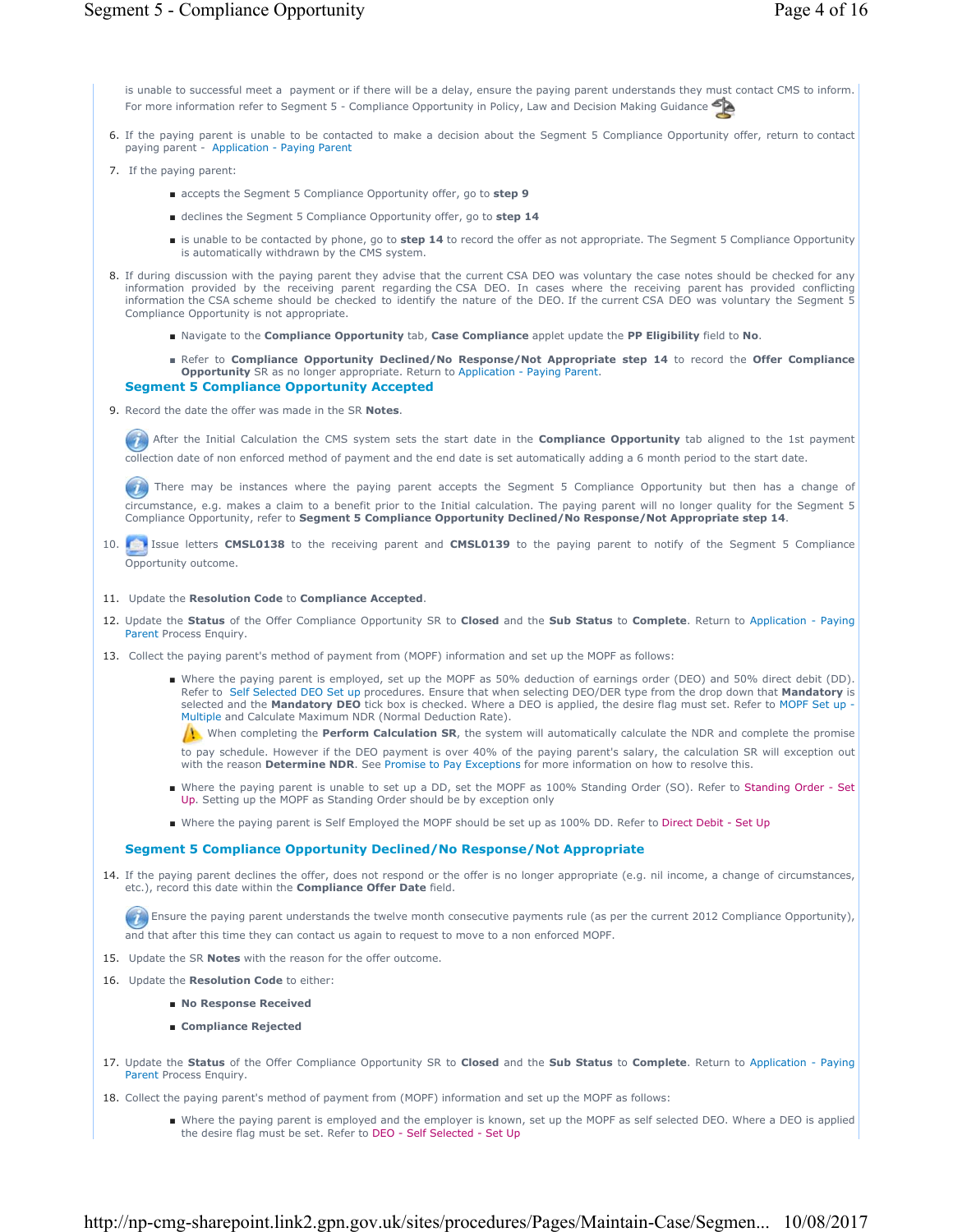is unable to successful meet a payment or if there will be a delay, ensure the paying parent understands they must contact CMS to inform. For more information refer to Segment 5 - Compliance Opportunity in Policy, Law and Decision Making Guidance

6. If the paying parent is unable to be contacted to make a decision about the Segment 5 Compliance Opportunity offer, return to contact paying parent - Application - Paying Parent
7. If the paying parent:
   - accepts the Segment 5 Compliance Opportunity offer, go to **step 9**
   - declines the Segment 5 Compliance Opportunity offer, go to **step 14**
   - is unable to be contacted by phone, go to **step 14** to record the offer as not appropriate. The Segment 5 Compliance Opportunity is automatically withdrawn by the CMS system.
8. If during discussion with the paying parent they advise that the current CSA DEO was voluntary the case notes should be checked for any information provided by the receiving parent regarding the CSA DEO. In cases where the receiving parent has provided conflicting information the CSA scheme should be checked to identify the nature of the DEO. If the current CSA DEO was voluntary the Segment 5 Compliance Opportunity is not appropriate.
   - Navigate to the **Compliance Opportunity** tab, **Case Compliance** applet update the **PP Eligibility** field to **No**.
   - Refer to **Compliance Opportunity Declined/No Response/Not Appropriate step 14** to record the **Offer Compliance Opportunity** SR as no longer appropriate. Return to Application - Paying Parent.

### Segment 5 Compliance Opportunity Accepted

9. Record the date the offer was made in the SR **Notes**.

   After the Initial Calculation the CMS system sets the start date in the **Compliance Opportunity** tab aligned to the 1st payment collection date of non enforced method of payment and the end date is set automatically adding a 6 month period to the start date.

   There may be instances where the paying parent accepts the Segment 5 Compliance Opportunity but then has a change of circumstance, e.g. makes a claim to a benefit prior to the Initial calculation. The paying parent will no longer quality for the Segment 5 Compliance Opportunity, refer to **Segment 5 Compliance Opportunity Declined/No Response/Not Appropriate step 14**.

10. Issue letters **CMSL0138** to the receiving parent and **CMSL0139** to the paying parent to notify of the Segment 5 Compliance Opportunity outcome.
11. Update the **Resolution Code** to **Compliance Accepted**.
12. Update the **Status** of the Offer Compliance Opportunity SR to **Closed** and the **Sub Status** to **Complete**. Return to Application - Paying Parent Process Enquiry.
13. Collect the paying parent's method of payment from (MOPF) information and set up the MOPF as follows:
    - Where the paying parent is employed, set up the MOPF as 50% deduction of earnings order (DEO) and 50% direct debit (DD). Refer to Self Selected DEO Set up procedures. Ensure that when selecting DEO/DER type from the drop down that **Mandatory** is selected and the **Mandatory DEO** tick box is checked. Where a DEO is applied, the desire flag must set. Refer to MOPF Set up - Multiple and Calculate Maximum NDR (Normal Deduction Rate).

      When completing the **Perform Calculation SR**, the system will automatically calculate the NDR and complete the promise to pay schedule. However if the DEO payment is over 40% of the paying parent's salary, the calculation SR will exception out with the reason **Determine NDR**. See Promise to Pay Exceptions for more information on how to resolve this.
    - Where the paying parent is unable to set up a DD, set the MOPF as 100% Standing Order (SO). Refer to Standing Order - Set Up. Setting up the MOPF as Standing Order should be by exception only
    - Where the paying parent is Self Employed the MOPF should be set up as 100% DD. Refer to Direct Debit - Set Up

### Segment 5 Compliance Opportunity Declined/No Response/Not Appropriate

14. If the paying parent declines the offer, does not respond or the offer is no longer appropriate (e.g. nil income, a change of circumstances, etc.), record this date within the **Compliance Offer Date** field.

    Ensure the paying parent understands the twelve month consecutive payments rule (as per the current 2012 Compliance Opportunity), and that after this time they can contact us again to request to move to a non enforced MOPF.

15. Update the SR **Notes** with the reason for the offer outcome.
16. Update the **Resolution Code** to either:
    - **No Response Received**
    - **Compliance Rejected**
17. Update the **Status** of the Offer Compliance Opportunity SR to **Closed** and the **Sub Status** to **Complete**. Return to Application - Paying Parent Process Enquiry.
18. Collect the paying parent's method of payment from (MOPF) information and set up the MOPF as follows:
    - Where the paying parent is employed and the employer is known, set up the MOPF as self selected DEO. Where a DEO is applied the desire flag must be set. Refer to DEO - Self Selected - Set Up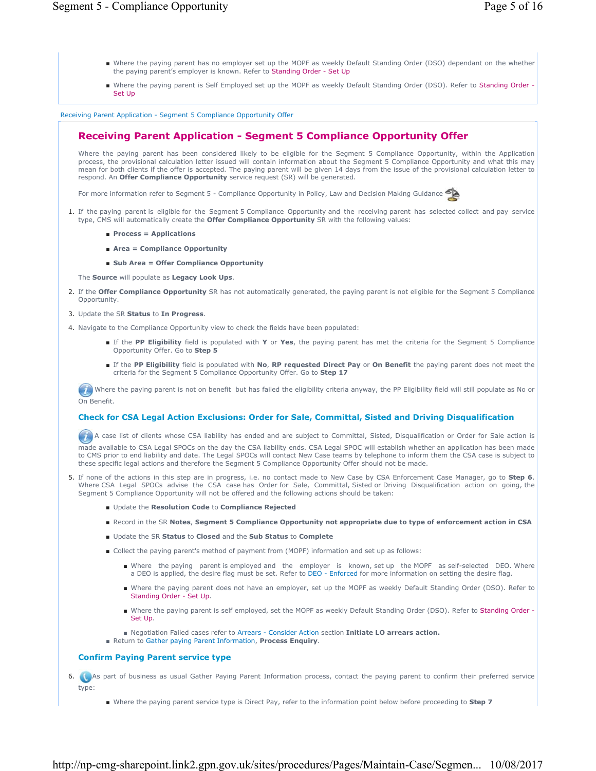- Where the paying parent has no employer set up the MOPF as weekly Default Standing Order (DSO) dependant on the whether the paying parent's employer is known. Refer to Standing Order - Set Up
- Where the paying parent is Self Employed set up the MOPF as weekly Default Standing Order (DSO). Refer to Standing Order - Set Up

Receiving Parent Application - Segment 5 Compliance Opportunity Offer

## Receiving Parent Application - Segment 5 Compliance Opportunity Offer

Where the paying parent has been considered likely to be eligible for the Segment 5 Compliance Opportunity, within the Application process, the provisional calculation letter issued will contain information about the Segment 5 Compliance Opportunity and what this may mean for both clients if the offer is accepted. The paying parent will be given 14 days from the issue of the provisional calculation letter to respond. An **Offer Compliance Opportunity** service request (SR) will be generated.

For more information refer to Segment 5 - Compliance Opportunity in Policy, Law and Decision Making Guidance

1. If the paying parent is eligible for the Segment 5 Compliance Opportunity and the receiving parent has selected collect and pay service type, CMS will automatically create the **Offer Compliance Opportunity** SR with the following values:
   - **Process = Applications**
   - **Area = Compliance Opportunity**
   - **Sub Area = Offer Compliance Opportunity**

   The **Source** will populate as **Legacy Look Ups**.
2. If the **Offer Compliance Opportunity** SR has not automatically generated, the paying parent is not eligible for the Segment 5 Compliance Opportunity.
3. Update the SR **Status** to **In Progress**.
4. Navigate to the Compliance Opportunity view to check the fields have been populated:
   - If the **PP Eligibility** field is populated with **Y** or **Yes**, the paying parent has met the criteria for the Segment 5 Compliance Opportunity Offer. Go to **Step 5**
   - If the **PP Eligibility** field is populated with **No**, **RP requested Direct Pay** or **On Benefit** the paying parent does not meet the criteria for the Segment 5 Compliance Opportunity Offer. Go to **Step 17**

   Where the paying parent is not on benefit but has failed the eligibility criteria anyway, the PP Eligibility field will still populate as No or On Benefit.

### Check for CSA Legal Action Exclusions: Order for Sale, Committal, Sisted and Driving Disqualification

A case list of clients whose CSA liability has ended and are subject to Committal, Sisted, Disqualification or Order for Sale action is made available to CSA Legal SPOCs on the day the CSA liability ends. CSA Legal SPOC will establish whether an application has been made to CMS prior to end liability and date. The Legal SPOCs will contact New Case teams by telephone to inform them the CSA case is subject to these specific legal actions and therefore the Segment 5 Compliance Opportunity Offer should not be made.

5. If none of the actions in this step are in progress, i.e. no contact made to New Case by CSA Enforcement Case Manager, go to **Step 6**. Where CSA Legal SPOCs advise the CSA case has Order for Sale, Committal, Sisted or Driving Disqualification action on going, the Segment 5 Compliance Opportunity will not be offered and the following actions should be taken:
   - Update the **Resolution Code** to **Compliance Rejected**
   - Record in the SR **Notes**, **Segment 5 Compliance Opportunity not appropriate due to type of enforcement action in CSA**
   - Update the SR **Status** to **Closed** and the **Sub Status** to **Complete**
   - Collect the paying parent's method of payment from (MOPF) information and set up as follows:
     - Where the paying parent is employed and the employer is known, set up the MOPF as self-selected DEO. Where a DEO is applied, the desire flag must be set. Refer to DEO - Enforced for more information on setting the desire flag.
     - Where the paying parent does not have an employer, set up the MOPF as weekly Default Standing Order (DSO). Refer to Standing Order - Set Up.
     - Where the paying parent is self employed, set the MOPF as weekly Default Standing Order (DSO). Refer to Standing Order - Set Up.
     - Negotiation Failed cases refer to Arrears - Consider Action section **Initiate LO arrears action.**
   - Return to Gather paying Parent Information, **Process Enquiry**.

### Confirm Paying Parent service type

6. As part of business as usual Gather Paying Parent Information process, contact the paying parent to confirm their preferred service type:
   - Where the paying parent service type is Direct Pay, refer to the information point below before proceeding to **Step 7**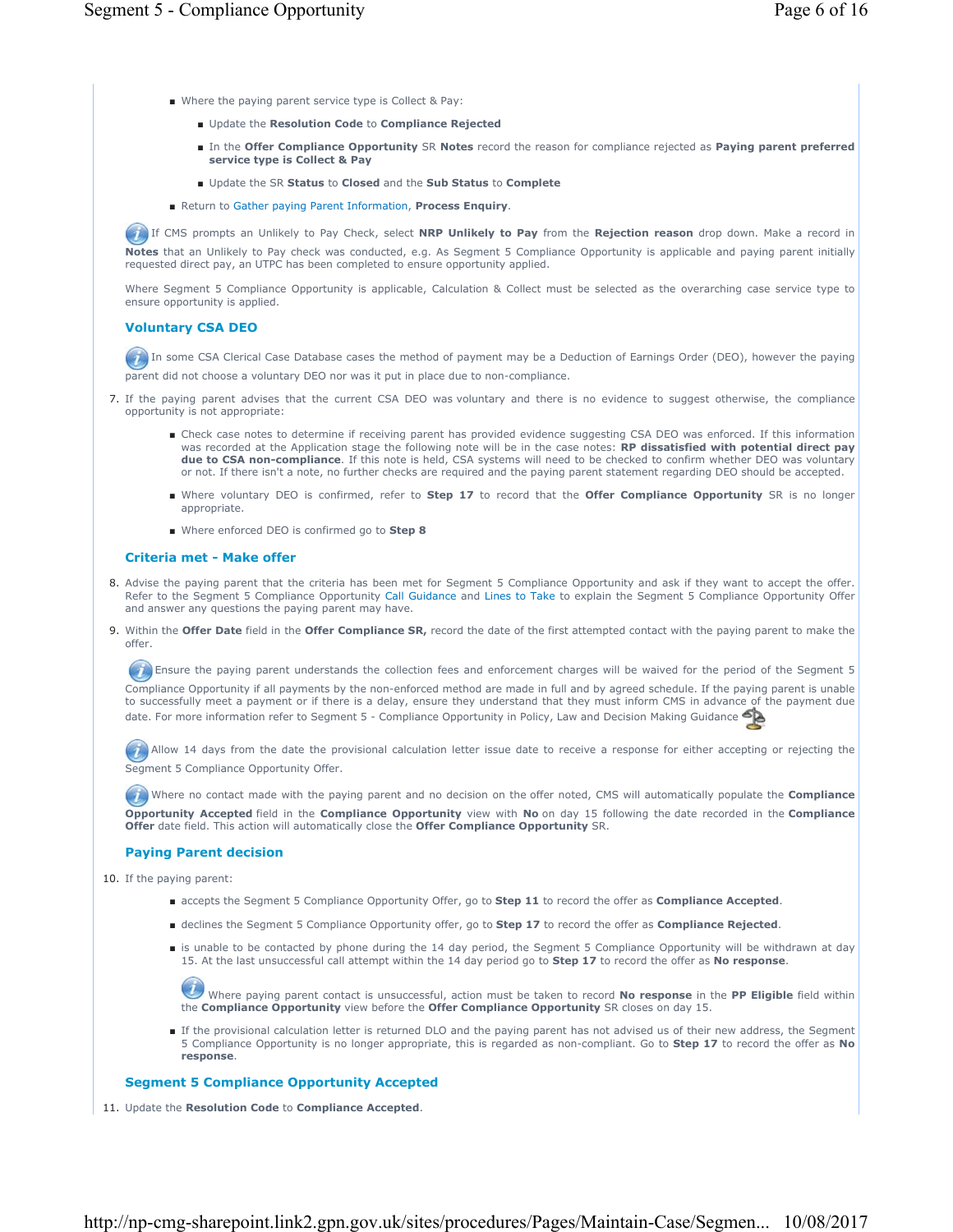- Where the paying parent service type is Collect & Pay:
  - Update the **Resolution Code** to **Compliance Rejected**
  - In the **Offer Compliance Opportunity** SR **Notes** record the reason for compliance rejected as **Paying parent preferred service type is Collect & Pay**
  - Update the SR **Status** to **Closed** and the **Sub Status** to **Complete**
- Return to Gather paying Parent Information, **Process Enquiry**.

If CMS prompts an Unlikely to Pay Check, select **NRP Unlikely to Pay** from the **Rejection reason** drop down. Make a record in **Notes** that an Unlikely to Pay check was conducted, e.g. As Segment 5 Compliance Opportunity is applicable and paying parent initially requested direct pay, an UTPC has been completed to ensure opportunity applied.

Where Segment 5 Compliance Opportunity is applicable, Calculation & Collect must be selected as the overarching case service type to ensure opportunity is applied.

### Voluntary CSA DEO

In some CSA Clerical Case Database cases the method of payment may be a Deduction of Earnings Order (DEO), however the paying parent did not choose a voluntary DEO nor was it put in place due to non-compliance.

7. If the paying parent advises that the current CSA DEO was voluntary and there is no evidence to suggest otherwise, the compliance opportunity is not appropriate:
   - Check case notes to determine if receiving parent has provided evidence suggesting CSA DEO was enforced. If this information was recorded at the Application stage the following note will be in the case notes: **RP dissatisfied with potential direct pay due to CSA non-compliance**. If this note is held, CSA systems will need to be checked to confirm whether DEO was voluntary or not. If there isn't a note, no further checks are required and the paying parent statement regarding DEO should be accepted.
   - Where voluntary DEO is confirmed, refer to **Step 17** to record that the **Offer Compliance Opportunity** SR is no longer appropriate.
   - Where enforced DEO is confirmed go to **Step 8**

### Criteria met - Make offer

8. Advise the paying parent that the criteria has been met for Segment 5 Compliance Opportunity and ask if they want to accept the offer. Refer to the Segment 5 Compliance Opportunity Call Guidance and Lines to Take to explain the Segment 5 Compliance Opportunity Offer and answer any questions the paying parent may have.
9. Within the **Offer Date** field in the **Offer Compliance SR,** record the date of the first attempted contact with the paying parent to make the offer.

Ensure the paying parent understands the collection fees and enforcement charges will be waived for the period of the Segment 5 Compliance Opportunity if all payments by the non-enforced method are made in full and by agreed schedule. If the paying parent is unable to successfully meet a payment or if there is a delay, ensure they understand that they must inform CMS in advance of the payment due date. For more information refer to Segment 5 - Compliance Opportunity in Policy, Law and Decision Making Guidance

Allow 14 days from the date the provisional calculation letter issue date to receive a response for either accepting or rejecting the Segment 5 Compliance Opportunity Offer.

Where no contact made with the paying parent and no decision on the offer noted, CMS will automatically populate the **Compliance Opportunity Accepted** field in the **Compliance Opportunity** view with **No** on day 15 following the date recorded in the **Compliance Offer** date field. This action will automatically close the **Offer Compliance Opportunity** SR.

### Paying Parent decision

10. If the paying parent:
    - accepts the Segment 5 Compliance Opportunity Offer, go to **Step 11** to record the offer as **Compliance Accepted**.
    - declines the Segment 5 Compliance Opportunity offer, go to **Step 17** to record the offer as **Compliance Rejected**.
    - is unable to be contacted by phone during the 14 day period, the Segment 5 Compliance Opportunity will be withdrawn at day 15. At the last unsuccessful call attempt within the 14 day period go to **Step 17** to record the offer as **No response**.

      Where paying parent contact is unsuccessful, action must be taken to record **No response** in the **PP Eligible** field within the **Compliance Opportunity** view before the **Offer Compliance Opportunity** SR closes on day 15.
    - If the provisional calculation letter is returned DLO and the paying parent has not advised us of their new address, the Segment 5 Compliance Opportunity is no longer appropriate, this is regarded as non-compliant. Go to **Step 17** to record the offer as **No response**.

### Segment 5 Compliance Opportunity Accepted

11. Update the **Resolution Code** to **Compliance Accepted**.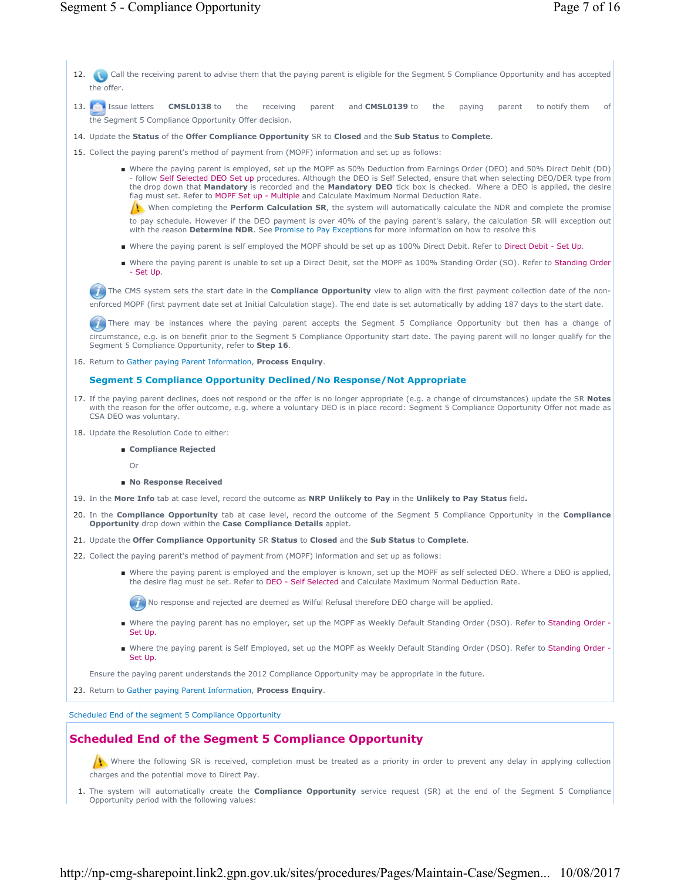12. Call the receiving parent to advise them that the paying parent is eligible for the Segment 5 Compliance Opportunity and has accepted the offer.

13. Issue letters **CMSL0138** to the receiving parent and **CMSL0139** to the paying parent to notify them of the Segment 5 Compliance Opportunity Offer decision.

14. Update the **Status** of the **Offer Compliance Opportunity** SR to **Closed** and the **Sub Status** to **Complete**.

15. Collect the paying parent's method of payment from (MOPF) information and set up as follows:

    - Where the paying parent is employed, set up the MOPF as 50% Deduction from Earnings Order (DEO) and 50% Direct Debit (DD) - follow Self Selected DEO Set up procedures. Although the DEO is Self Selected, ensure that when selecting DEO/DER type from the drop down that **Mandatory** is recorded and the **Mandatory DEO** tick box is checked. Where a DEO is applied, the desire flag must set. Refer to MOPF Set up - Multiple and Calculate Maximum Normal Deduction Rate.

      When completing the **Perform Calculation SR**, the system will automatically calculate the NDR and complete the promise to pay schedule. However if the DEO payment is over 40% of the paying parent's salary, the calculation SR will exception out with the reason **Determine NDR**. See Promise to Pay Exceptions for more information on how to resolve this

    - Where the paying parent is self employed the MOPF should be set up as 100% Direct Debit. Refer to Direct Debit - Set Up.

    - Where the paying parent is unable to set up a Direct Debit, set the MOPF as 100% Standing Order (SO). Refer to Standing Order - Set Up.

    The CMS system sets the start date in the **Compliance Opportunity** view to align with the first payment collection date of the non-enforced MOPF (first payment date set at Initial Calculation stage). The end date is set automatically by adding 187 days to the start date.

    There may be instances where the paying parent accepts the Segment 5 Compliance Opportunity but then has a change of circumstance, e.g. is on benefit prior to the Segment 5 Compliance Opportunity start date. The paying parent will no longer qualify for the Segment 5 Compliance Opportunity, refer to **Step 16**.

16. Return to Gather paying Parent Information, **Process Enquiry**.

### Segment 5 Compliance Opportunity Declined/No Response/Not Appropriate

17. If the paying parent declines, does not respond or the offer is no longer appropriate (e.g. a change of circumstances) update the SR **Notes** with the reason for the offer outcome, e.g. where a voluntary DEO is in place record: Segment 5 Compliance Opportunity Offer not made as CSA DEO was voluntary.

18. Update the Resolution Code to either:

    - **Compliance Rejected**

      Or

    - **No Response Received**

19. In the **More Info** tab at case level, record the outcome as **NRP Unlikely to Pay** in the **Unlikely to Pay Status** field.

20. In the **Compliance Opportunity** tab at case level, record the outcome of the Segment 5 Compliance Opportunity in the **Compliance Opportunity** drop down within the **Case Compliance Details** applet.

21. Update the **Offer Compliance Opportunity** SR **Status** to **Closed** and the **Sub Status** to **Complete**.

22. Collect the paying parent's method of payment from (MOPF) information and set up as follows:

    - Where the paying parent is employed and the employer is known, set up the MOPF as self selected DEO. Where a DEO is applied, the desire flag must be set. Refer to DEO - Self Selected and Calculate Maximum Normal Deduction Rate.

      No response and rejected are deemed as Wilful Refusal therefore DEO charge will be applied.

    - Where the paying parent has no employer, set up the MOPF as Weekly Default Standing Order (DSO). Refer to Standing Order - Set Up.

    - Where the paying parent is Self Employed, set up the MOPF as Weekly Default Standing Order (DSO). Refer to Standing Order - Set Up.

    Ensure the paying parent understands the 2012 Compliance Opportunity may be appropriate in the future.

23. Return to Gather paying Parent Information, **Process Enquiry**.

Scheduled End of the segment 5 Compliance Opportunity

## Scheduled End of the Segment 5 Compliance Opportunity

Where the following SR is received, completion must be treated as a priority in order to prevent any delay in applying collection charges and the potential move to Direct Pay.

1. The system will automatically create the **Compliance Opportunity** service request (SR) at the end of the Segment 5 Compliance Opportunity period with the following values: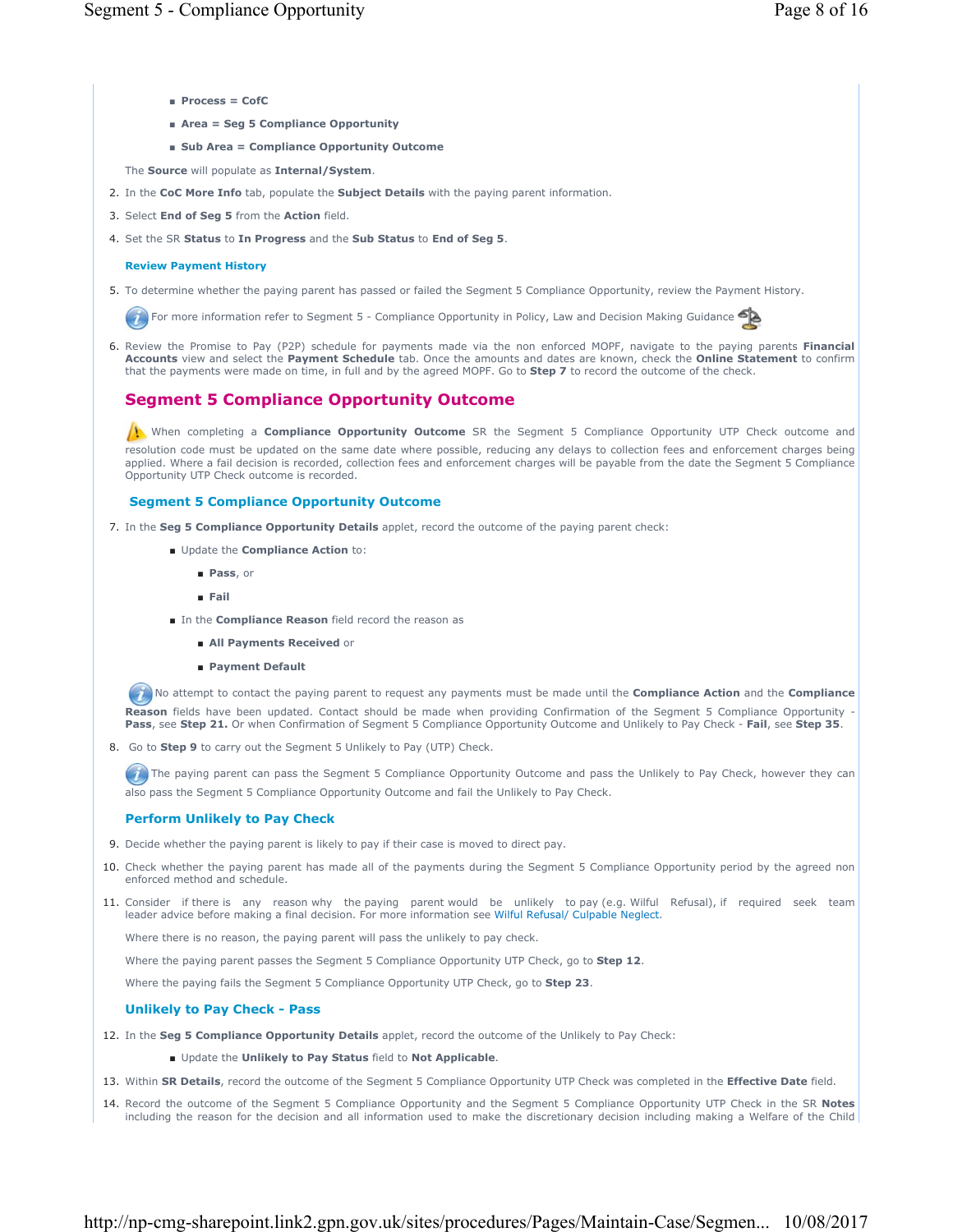- **Process = CofC**
- **Area = Seg 5 Compliance Opportunity**
- **Sub Area = Compliance Opportunity Outcome**

The **Source** will populate as **Internal/System**.

2. In the **CoC More Info** tab, populate the **Subject Details** with the paying parent information.
3. Select **End of Seg 5** from the **Action** field.
4. Set the SR **Status** to **In Progress** and the **Sub Status** to **End of Seg 5**.

### Review Payment History

5. To determine whether the paying parent has passed or failed the Segment 5 Compliance Opportunity, review the Payment History.

For more information refer to Segment 5 - Compliance Opportunity in Policy, Law and Decision Making Guidance

6. Review the Promise to Pay (P2P) schedule for payments made via the non enforced MOPF, navigate to the paying parents **Financial Accounts** view and select the **Payment Schedule** tab. Once the amounts and dates are known, check the **Online Statement** to confirm that the payments were made on time, in full and by the agreed MOPF. Go to **Step 7** to record the outcome of the check.

## Segment 5 Compliance Opportunity Outcome

When completing a **Compliance Opportunity Outcome** SR the Segment 5 Compliance Opportunity UTP Check outcome and resolution code must be updated on the same date where possible, reducing any delays to collection fees and enforcement charges being applied. Where a fail decision is recorded, collection fees and enforcement charges will be payable from the date the Segment 5 Compliance Opportunity UTP Check outcome is recorded.

### Segment 5 Compliance Opportunity Outcome

7. In the **Seg 5 Compliance Opportunity Details** applet, record the outcome of the paying parent check:
   - Update the **Compliance Action** to:
     - **Pass**, or
     - **Fail**
   - In the **Compliance Reason** field record the reason as
     - **All Payments Received** or
     - **Payment Default**

No attempt to contact the paying parent to request any payments must be made until the **Compliance Action** and the **Compliance Reason** fields have been updated. Contact should be made when providing Confirmation of the Segment 5 Compliance Opportunity - **Pass**, see **Step 21.** Or when Confirmation of Segment 5 Compliance Opportunity Outcome and Unlikely to Pay Check - **Fail**, see **Step 35**.

8. Go to **Step 9** to carry out the Segment 5 Unlikely to Pay (UTP) Check.

The paying parent can pass the Segment 5 Compliance Opportunity Outcome and pass the Unlikely to Pay Check, however they can also pass the Segment 5 Compliance Opportunity Outcome and fail the Unlikely to Pay Check.

### Perform Unlikely to Pay Check

9. Decide whether the paying parent is likely to pay if their case is moved to direct pay.
10. Check whether the paying parent has made all of the payments during the Segment 5 Compliance Opportunity period by the agreed non enforced method and schedule.
11. Consider if there is any reason why the paying parent would be unlikely to pay (e.g. Wilful Refusal), if required seek team leader advice before making a final decision. For more information see Wilful Refusal/ Culpable Neglect.

    Where there is no reason, the paying parent will pass the unlikely to pay check.

    Where the paying parent passes the Segment 5 Compliance Opportunity UTP Check, go to **Step 12**.

    Where the paying fails the Segment 5 Compliance Opportunity UTP Check, go to **Step 23**.

### Unlikely to Pay Check - Pass

12. In the **Seg 5 Compliance Opportunity Details** applet, record the outcome of the Unlikely to Pay Check:
    - Update the **Unlikely to Pay Status** field to **Not Applicable**.
13. Within **SR Details**, record the outcome of the Segment 5 Compliance Opportunity UTP Check was completed in the **Effective Date** field.
14. Record the outcome of the Segment 5 Compliance Opportunity and the Segment 5 Compliance Opportunity UTP Check in the SR **Notes** including the reason for the decision and all information used to make the discretionary decision including making a Welfare of the Child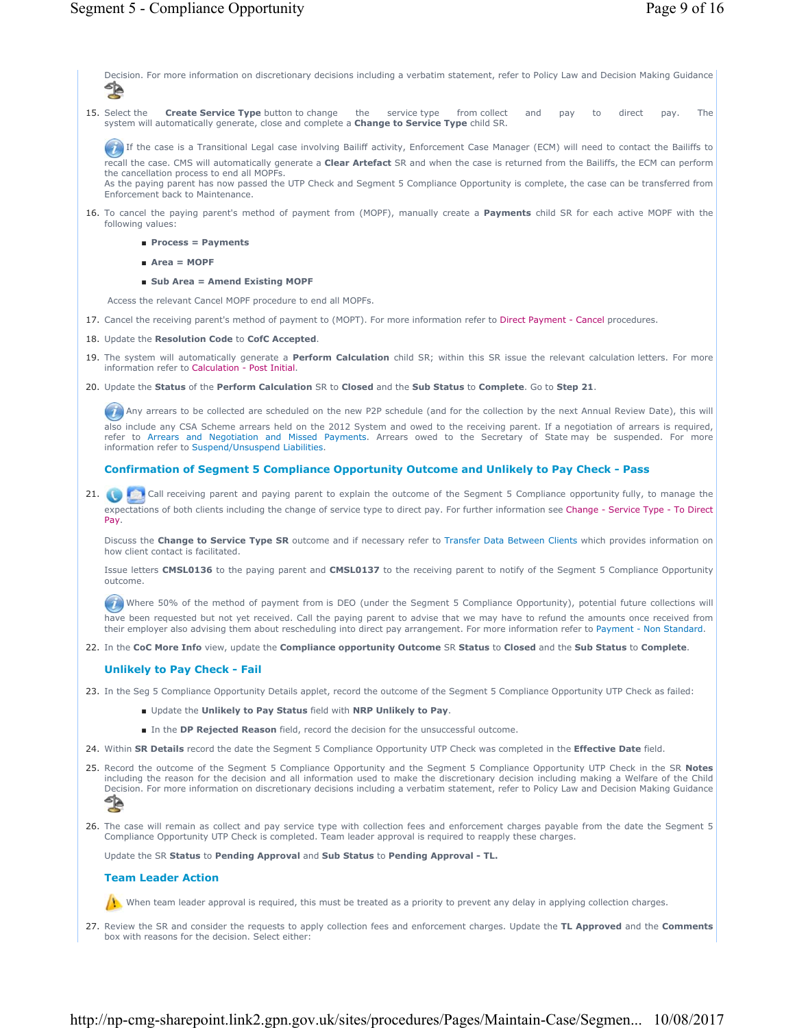Decision. For more information on discretionary decisions including a verbatim statement, refer to Policy Law and Decision Making Guidance

15. Select the **Create Service Type** button to change the service type from collect and pay to direct pay. The system will automatically generate, close and complete a **Change to Service Type** child SR.

    If the case is a Transitional Legal case involving Bailiff activity, Enforcement Case Manager (ECM) will need to contact the Bailiffs to recall the case. CMS will automatically generate a **Clear Artefact** SR and when the case is returned from the Bailiffs, the ECM can perform the cancellation process to end all MOPFs.
    As the paying parent has now passed the UTP Check and Segment 5 Compliance Opportunity is complete, the case can be transferred from Enforcement back to Maintenance.

16. To cancel the paying parent's method of payment from (MOPF), manually create a **Payments** child SR for each active MOPF with the following values:
    - **Process = Payments**
    - **Area = MOPF**
    - **Sub Area = Amend Existing MOPF**

    Access the relevant Cancel MOPF procedure to end all MOPFs.

17. Cancel the receiving parent's method of payment to (MOPT). For more information refer to Direct Payment - Cancel procedures.
18. Update the **Resolution Code** to **CofC Accepted**.
19. The system will automatically generate a **Perform Calculation** child SR; within this SR issue the relevant calculation letters. For more information refer to Calculation - Post Initial.
20. Update the **Status** of the **Perform Calculation** SR to **Closed** and the **Sub Status** to **Complete**. Go to **Step 21**.

    Any arrears to be collected are scheduled on the new P2P schedule (and for the collection by the next Annual Review Date), this will also include any CSA Scheme arrears held on the 2012 System and owed to the receiving parent. If a negotiation of arrears is required, refer to Arrears and Negotiation and Missed Payments. Arrears owed to the Secretary of State may be suspended. For more information refer to Suspend/Unsuspend Liabilities.

### Confirmation of Segment 5 Compliance Opportunity Outcome and Unlikely to Pay Check - Pass

21. Call receiving parent and paying parent to explain the outcome of the Segment 5 Compliance opportunity fully, to manage the expectations of both clients including the change of service type to direct pay. For further information see Change - Service Type - To Direct Pay.

    Discuss the **Change to Service Type SR** outcome and if necessary refer to Transfer Data Between Clients which provides information on how client contact is facilitated.

    Issue letters **CMSL0136** to the paying parent and **CMSL0137** to the receiving parent to notify of the Segment 5 Compliance Opportunity outcome.

    Where 50% of the method of payment from is DEO (under the Segment 5 Compliance Opportunity), potential future collections will have been requested but not yet received. Call the paying parent to advise that we may have to refund the amounts once received from their employer also advising them about rescheduling into direct pay arrangement. For more information refer to Payment - Non Standard.

22. In the **CoC More Info** view, update the **Compliance opportunity Outcome** SR **Status** to **Closed** and the **Sub Status** to **Complete**.

### Unlikely to Pay Check - Fail

23. In the Seg 5 Compliance Opportunity Details applet, record the outcome of the Segment 5 Compliance Opportunity UTP Check as failed:
    - Update the **Unlikely to Pay Status** field with **NRP Unlikely to Pay**.
    - In the **DP Rejected Reason** field, record the decision for the unsuccessful outcome.
24. Within **SR Details** record the date the Segment 5 Compliance Opportunity UTP Check was completed in the **Effective Date** field.
25. Record the outcome of the Segment 5 Compliance Opportunity and the Segment 5 Compliance Opportunity UTP Check in the SR **Notes** including the reason for the decision and all information used to make the discretionary decision including making a Welfare of the Child Decision. For more information on discretionary decisions including a verbatim statement, refer to Policy Law and Decision Making Guidance
26. The case will remain as collect and pay service type with collection fees and enforcement charges payable from the date the Segment 5 Compliance Opportunity UTP Check is completed. Team leader approval is required to reapply these charges.

    Update the SR **Status** to **Pending Approval** and **Sub Status** to **Pending Approval - TL.**

### Team Leader Action

When team leader approval is required, this must be treated as a priority to prevent any delay in applying collection charges.

27. Review the SR and consider the requests to apply collection fees and enforcement charges. Update the **TL Approved** and the **Comments** box with reasons for the decision. Select either: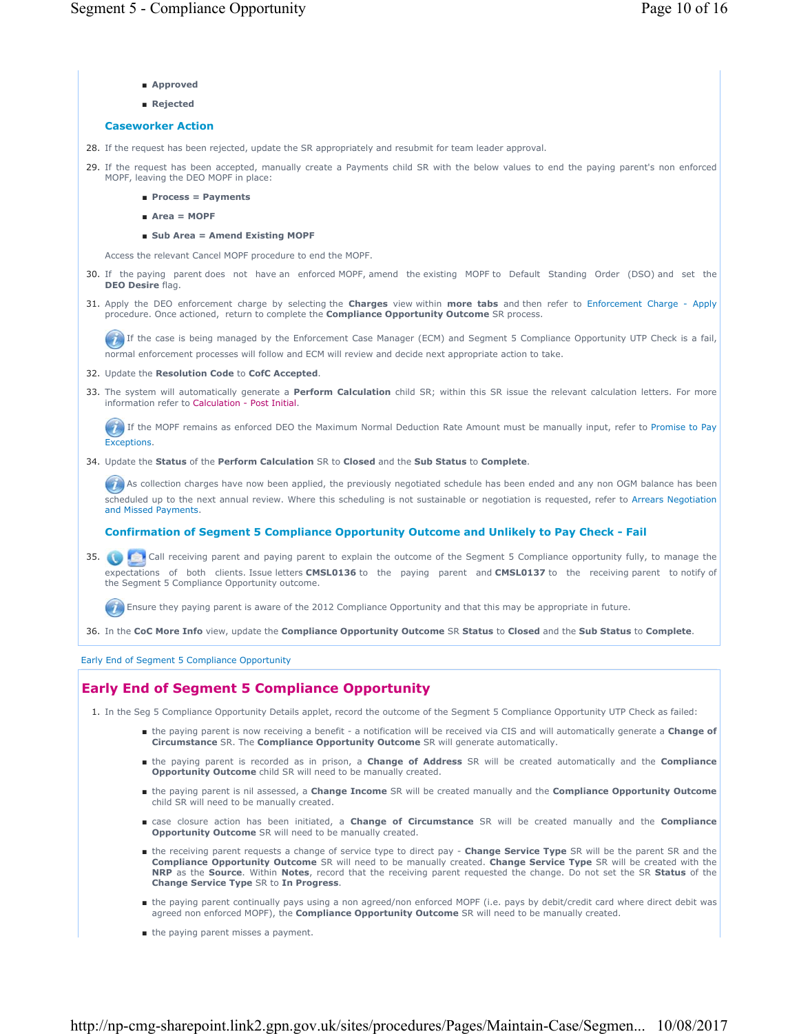- **Approved**
- **Rejected**

### Caseworker Action

28. If the request has been rejected, update the SR appropriately and resubmit for team leader approval.
29. If the request has been accepted, manually create a Payments child SR with the below values to end the paying parent's non enforced MOPF, leaving the DEO MOPF in place:
    - **Process = Payments**
    - **Area = MOPF**
    - **Sub Area = Amend Existing MOPF**

    Access the relevant Cancel MOPF procedure to end the MOPF.
30. If the paying parent does not have an enforced MOPF, amend the existing MOPF to Default Standing Order (DSO) and set the **DEO Desire** flag.
31. Apply the DEO enforcement charge by selecting the **Charges** view within **more tabs** and then refer to Enforcement Charge - Apply procedure. Once actioned, return to complete the **Compliance Opportunity Outcome** SR process.

    If the case is being managed by the Enforcement Case Manager (ECM) and Segment 5 Compliance Opportunity UTP Check is a fail, normal enforcement processes will follow and ECM will review and decide next appropriate action to take.
32. Update the **Resolution Code** to **CofC Accepted**.
33. The system will automatically generate a **Perform Calculation** child SR; within this SR issue the relevant calculation letters. For more information refer to Calculation - Post Initial.

    If the MOPF remains as enforced DEO the Maximum Normal Deduction Rate Amount must be manually input, refer to Promise to Pay Exceptions.
34. Update the **Status** of the **Perform Calculation** SR to **Closed** and the **Sub Status** to **Complete**.

    As collection charges have now been applied, the previously negotiated schedule has been ended and any non OGM balance has been scheduled up to the next annual review. Where this scheduling is not sustainable or negotiation is requested, refer to Arrears Negotiation and Missed Payments.

### Confirmation of Segment 5 Compliance Opportunity Outcome and Unlikely to Pay Check - Fail

35. Call receiving parent and paying parent to explain the outcome of the Segment 5 Compliance opportunity fully, to manage the expectations of both clients. Issue letters **CMSL0136** to the paying parent and **CMSL0137** to the receiving parent to notify of the Segment 5 Compliance Opportunity outcome.

    Ensure they paying parent is aware of the 2012 Compliance Opportunity and that this may be appropriate in future.
36. In the **CoC More Info** view, update the **Compliance Opportunity Outcome** SR **Status** to **Closed** and the **Sub Status** to **Complete**.

Early End of Segment 5 Compliance Opportunity

## Early End of Segment 5 Compliance Opportunity

1. In the Seg 5 Compliance Opportunity Details applet, record the outcome of the Segment 5 Compliance Opportunity UTP Check as failed:
    - the paying parent is now receiving a benefit - a notification will be received via CIS and will automatically generate a **Change of Circumstance** SR. The **Compliance Opportunity Outcome** SR will generate automatically.
    - the paying parent is recorded as in prison, a **Change of Address** SR will be created automatically and the **Compliance Opportunity Outcome** child SR will need to be manually created.
    - the paying parent is nil assessed, a **Change Income** SR will be created manually and the **Compliance Opportunity Outcome** child SR will need to be manually created.
    - case closure action has been initiated, a **Change of Circumstance** SR will be created manually and the **Compliance Opportunity Outcome** SR will need to be manually created.
    - the receiving parent requests a change of service type to direct pay - **Change Service Type** SR will be the parent SR and the **Compliance Opportunity Outcome** SR will need to be manually created. **Change Service Type** SR will be created with the **NRP** as the **Source**. Within **Notes**, record that the receiving parent requested the change. Do not set the SR **Status** of the **Change Service Type** SR to **In Progress**.
    - the paying parent continually pays using a non agreed/non enforced MOPF (i.e. pays by debit/credit card where direct debit was agreed non enforced MOPF), the **Compliance Opportunity Outcome** SR will need to be manually created.
    - the paying parent misses a payment.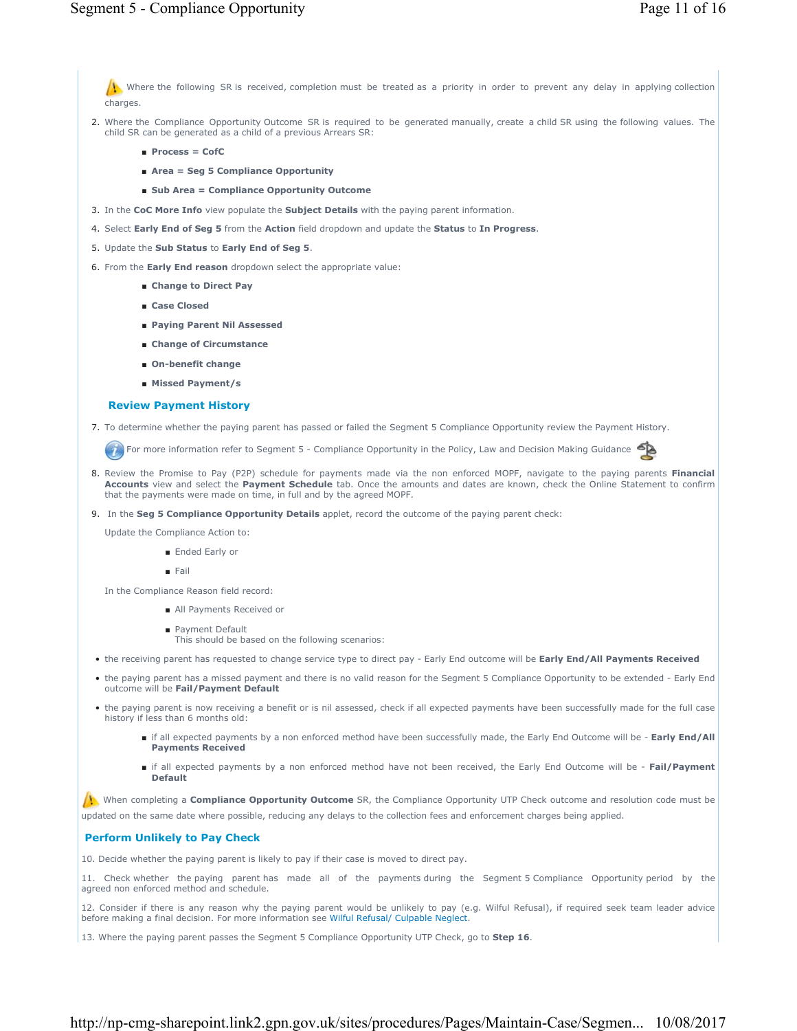⚠ Where the following SR is received, completion must be treated as a priority in order to prevent any delay in applying collection charges.

2. Where the Compliance Opportunity Outcome SR is required to be generated manually, create a child SR using the following values. The child SR can be generated as a child of a previous Arrears SR:
   - **Process = CofC**
   - **Area = Seg 5 Compliance Opportunity**
   - **Sub Area = Compliance Opportunity Outcome**
3. In the **CoC More Info** view populate the **Subject Details** with the paying parent information.
4. Select **Early End of Seg 5** from the **Action** field dropdown and update the **Status** to **In Progress**.
5. Update the **Sub Status** to **Early End of Seg 5**.
6. From the **Early End reason** dropdown select the appropriate value:
   - **Change to Direct Pay**
   - **Case Closed**
   - **Paying Parent Nil Assessed**
   - **Change of Circumstance**
   - **On-benefit change**
   - **Missed Payment/s**

## Review Payment History

7. To determine whether the paying parent has passed or failed the Segment 5 Compliance Opportunity review the Payment History.

ℹ For more information refer to Segment 5 - Compliance Opportunity in the Policy, Law and Decision Making Guidance

8. Review the Promise to Pay (P2P) schedule for payments made via the non enforced MOPF, navigate to the paying parents **Financial Accounts** view and select the **Payment Schedule** tab. Once the amounts and dates are known, check the Online Statement to confirm that the payments were made on time, in full and by the agreed MOPF.
9. In the **Seg 5 Compliance Opportunity Details** applet, record the outcome of the paying parent check:

   Update the Compliance Action to:
   - Ended Early or
   - Fail

   In the Compliance Reason field record:
   - All Payments Received or
   - Payment Default

     This should be based on the following scenarios:

- the receiving parent has requested to change service type to direct pay - Early End outcome will be **Early End/All Payments Received**
- the paying parent has a missed payment and there is no valid reason for the Segment 5 Compliance Opportunity to be extended - Early End outcome will be **Fail/Payment Default**
- the paying parent is now receiving a benefit or is nil assessed, check if all expected payments have been successfully made for the full case history if less than 6 months old:
  - if all expected payments by a non enforced method have been successfully made, the Early End Outcome will be - **Early End/All Payments Received**
  - if all expected payments by a non enforced method have not been received, the Early End Outcome will be - **Fail/Payment Default**

⚠ When completing a **Compliance Opportunity Outcome** SR, the Compliance Opportunity UTP Check outcome and resolution code must be updated on the same date where possible, reducing any delays to the collection fees and enforcement charges being applied.

## Perform Unlikely to Pay Check

10. Decide whether the paying parent is likely to pay if their case is moved to direct pay.

11. Check whether the paying parent has made all of the payments during the Segment 5 Compliance Opportunity period by the agreed non enforced method and schedule.

12. Consider if there is any reason why the paying parent would be unlikely to pay (e.g. Wilful Refusal), if required seek team leader advice before making a final decision. For more information see Wilful Refusal/ Culpable Neglect.

13. Where the paying parent passes the Segment 5 Compliance Opportunity UTP Check, go to **Step 16**.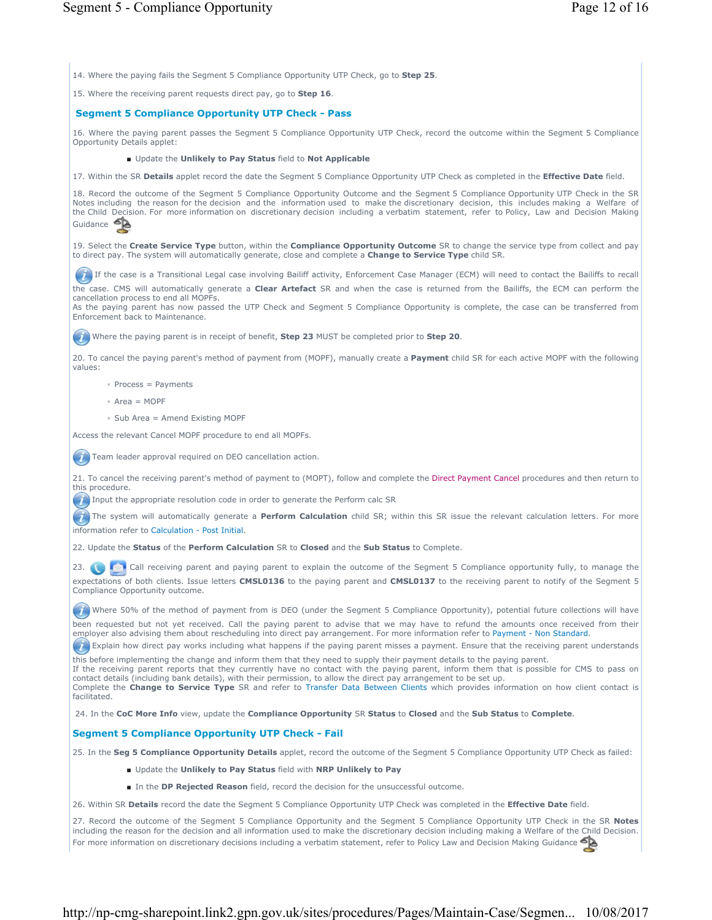14. Where the paying fails the Segment 5 Compliance Opportunity UTP Check, go to **Step 25**.

15. Where the receiving parent requests direct pay, go to **Step 16**.

## Segment 5 Compliance Opportunity UTP Check - Pass

16. Where the paying parent passes the Segment 5 Compliance Opportunity UTP Check, record the outcome within the Segment 5 Compliance Opportunity Details applet:

- Update the **Unlikely to Pay Status** field to **Not Applicable**

17. Within the SR **Details** applet record the date the Segment 5 Compliance Opportunity UTP Check as completed in the **Effective Date** field.

18. Record the outcome of the Segment 5 Compliance Opportunity Outcome and the Segment 5 Compliance Opportunity UTP Check in the SR Notes including the reason for the decision and the information used to make the discretionary decision, this includes making a Welfare of the Child Decision. For more information on discretionary decision including a verbatim statement, refer to Policy, Law and Decision Making Guidance

19. Select the **Create Service Type** button, within the **Compliance Opportunity Outcome** SR to change the service type from collect and pay to direct pay. The system will automatically generate, close and complete a **Change to Service Type** child SR.

If the case is a Transitional Legal case involving Bailiff activity, Enforcement Case Manager (ECM) will need to contact the Bailiffs to recall the case. CMS will automatically generate a **Clear Artefact** SR and when the case is returned from the Bailiffs, the ECM can perform the cancellation process to end all MOPFs.
As the paying parent has now passed the UTP Check and Segment 5 Compliance Opportunity is complete, the case can be transferred from Enforcement back to Maintenance.

Where the paying parent is in receipt of benefit, **Step 23** MUST be completed prior to **Step 20**.

20. To cancel the paying parent's method of payment from (MOPF), manually create a **Payment** child SR for each active MOPF with the following values:

- Process = Payments
- Area = MOPF
- Sub Area = Amend Existing MOPF

Access the relevant Cancel MOPF procedure to end all MOPFs.

Team leader approval required on DEO cancellation action.

21. To cancel the receiving parent's method of payment to (MOPT), follow and complete the Direct Payment Cancel procedures and then return to this procedure.

Input the appropriate resolution code in order to generate the Perform calc SR

The system will automatically generate a **Perform Calculation** child SR; within this SR issue the relevant calculation letters. For more information refer to Calculation - Post Initial.

22. Update the **Status** of the **Perform Calculation** SR to **Closed** and the **Sub Status** to Complete.

23. Call receiving parent and paying parent to explain the outcome of the Segment 5 Compliance opportunity fully, to manage the expectations of both clients. Issue letters **CMSL0136** to the paying parent and **CMSL0137** to the receiving parent to notify of the Segment 5 Compliance Opportunity outcome.

Where 50% of the method of payment from is DEO (under the Segment 5 Compliance Opportunity), potential future collections will have been requested but not yet received. Call the paying parent to advise that we may have to refund the amounts once received from their employer also advising them about rescheduling into direct pay arrangement. For more information refer to Payment - Non Standard.

Explain how direct pay works including what happens if the paying parent misses a payment. Ensure that the receiving parent understands this before implementing the change and inform them that they need to supply their payment details to the paying parent.
If the receiving parent reports that they currently have no contact with the paying parent, inform them that is possible for CMS to pass on contact details (including bank details), with their permission, to allow the direct pay arrangement to be set up.
Complete the **Change to Service Type** SR and refer to Transfer Data Between Clients which provides information on how client contact is facilitated.

24. In the **CoC More Info** view, update the **Compliance Opportunity** SR **Status** to **Closed** and the **Sub Status** to **Complete**.

## Segment 5 Compliance Opportunity UTP Check - Fail

25. In the **Seg 5 Compliance Opportunity Details** applet, record the outcome of the Segment 5 Compliance Opportunity UTP Check as failed:

- Update the **Unlikely to Pay Status** field with **NRP Unlikely to Pay**
- In the **DP Rejected Reason** field, record the decision for the unsuccessful outcome.

26. Within SR **Details** record the date the Segment 5 Compliance Opportunity UTP Check was completed in the **Effective Date** field.

27. Record the outcome of the Segment 5 Compliance Opportunity and the Segment 5 Compliance Opportunity UTP Check in the SR **Notes** including the reason for the decision and all information used to make the discretionary decision including making a Welfare of the Child Decision. For more information on discretionary decisions including a verbatim statement, refer to Policy Law and Decision Making Guidance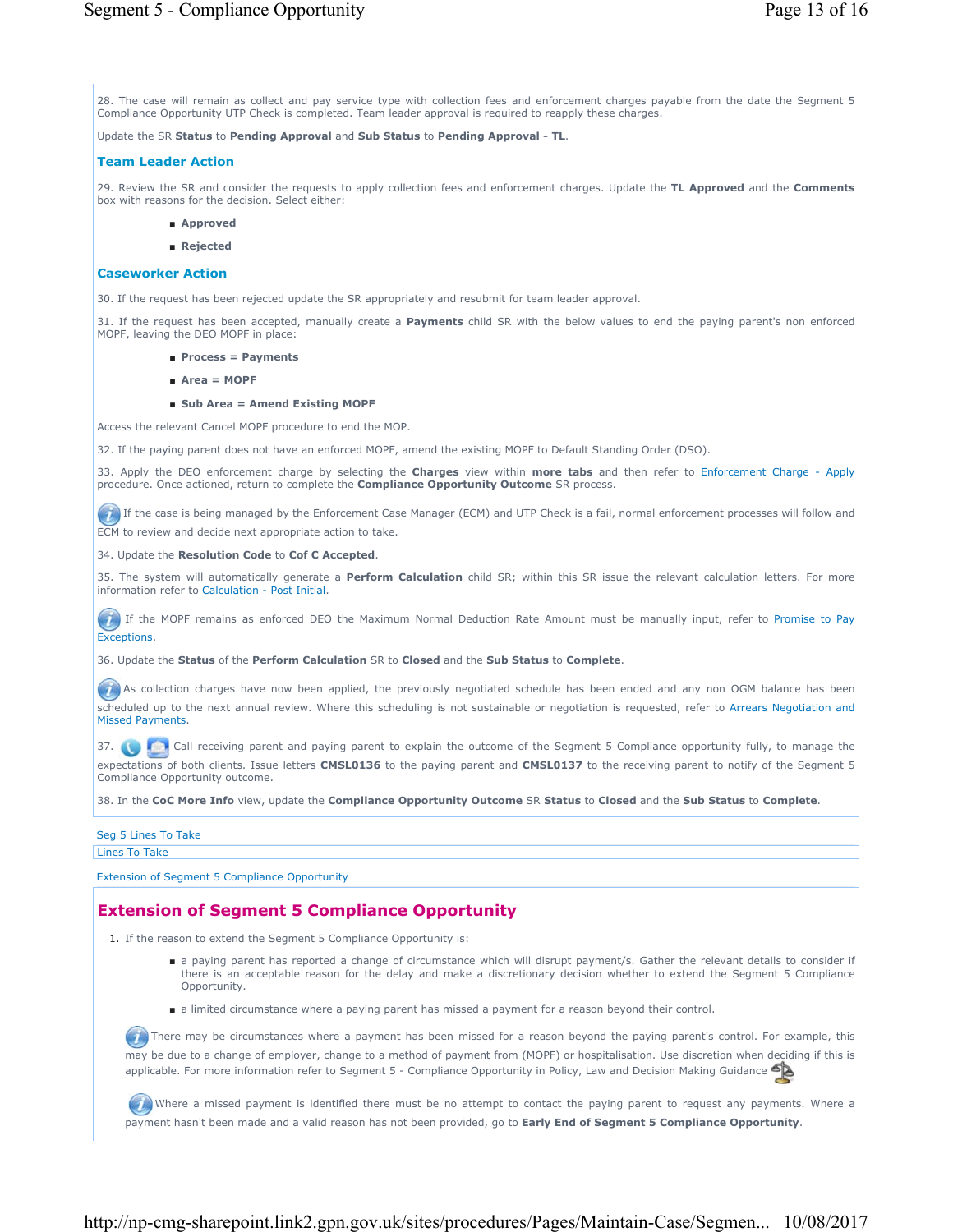28. The case will remain as collect and pay service type with collection fees and enforcement charges payable from the date the Segment 5 Compliance Opportunity UTP Check is completed. Team leader approval is required to reapply these charges.

Update the SR **Status** to **Pending Approval** and **Sub Status** to **Pending Approval - TL**.

### Team Leader Action

29. Review the SR and consider the requests to apply collection fees and enforcement charges. Update the **TL Approved** and the **Comments** box with reasons for the decision. Select either:

- **Approved**
- **Rejected**

### Caseworker Action

30. If the request has been rejected update the SR appropriately and resubmit for team leader approval.

31. If the request has been accepted, manually create a **Payments** child SR with the below values to end the paying parent's non enforced MOPF, leaving the DEO MOPF in place:

- **Process = Payments**
- **Area = MOPF**
- **Sub Area = Amend Existing MOPF**

Access the relevant Cancel MOPF procedure to end the MOP.

32. If the paying parent does not have an enforced MOPF, amend the existing MOPF to Default Standing Order (DSO).

33. Apply the DEO enforcement charge by selecting the **Charges** view within **more tabs** and then refer to Enforcement Charge - Apply procedure. Once actioned, return to complete the **Compliance Opportunity Outcome** SR process.

If the case is being managed by the Enforcement Case Manager (ECM) and UTP Check is a fail, normal enforcement processes will follow and ECM to review and decide next appropriate action to take.

34. Update the **Resolution Code** to **Cof C Accepted**.

35. The system will automatically generate a **Perform Calculation** child SR; within this SR issue the relevant calculation letters. For more information refer to Calculation - Post Initial.

If the MOPF remains as enforced DEO the Maximum Normal Deduction Rate Amount must be manually input, refer to Promise to Pay Exceptions.

36. Update the **Status** of the **Perform Calculation** SR to **Closed** and the **Sub Status** to **Complete**.

As collection charges have now been applied, the previously negotiated schedule has been ended and any non OGM balance has been scheduled up to the next annual review. Where this scheduling is not sustainable or negotiation is requested, refer to Arrears Negotiation and Missed Payments.

37. Call receiving parent and paying parent to explain the outcome of the Segment 5 Compliance opportunity fully, to manage the expectations of both clients. Issue letters **CMSL0136** to the paying parent and **CMSL0137** to the receiving parent to notify of the Segment 5 Compliance Opportunity outcome.

38. In the **CoC More Info** view, update the **Compliance Opportunity Outcome** SR **Status** to **Closed** and the **Sub Status** to **Complete**.

Seg 5 Lines To Take

Lines To Take

Extension of Segment 5 Compliance Opportunity

## Extension of Segment 5 Compliance Opportunity

1. If the reason to extend the Segment 5 Compliance Opportunity is:
   - a paying parent has reported a change of circumstance which will disrupt payment/s. Gather the relevant details to consider if there is an acceptable reason for the delay and make a discretionary decision whether to extend the Segment 5 Compliance Opportunity.
   - a limited circumstance where a paying parent has missed a payment for a reason beyond their control.

   There may be circumstances where a payment has been missed for a reason beyond the paying parent's control. For example, this may be due to a change of employer, change to a method of payment from (MOPF) or hospitalisation. Use discretion when deciding if this is applicable. For more information refer to Segment 5 - Compliance Opportunity in Policy, Law and Decision Making Guidance

   Where a missed payment is identified there must be no attempt to contact the paying parent to request any payments. Where a payment hasn't been made and a valid reason has not been provided, go to **Early End of Segment 5 Compliance Opportunity**.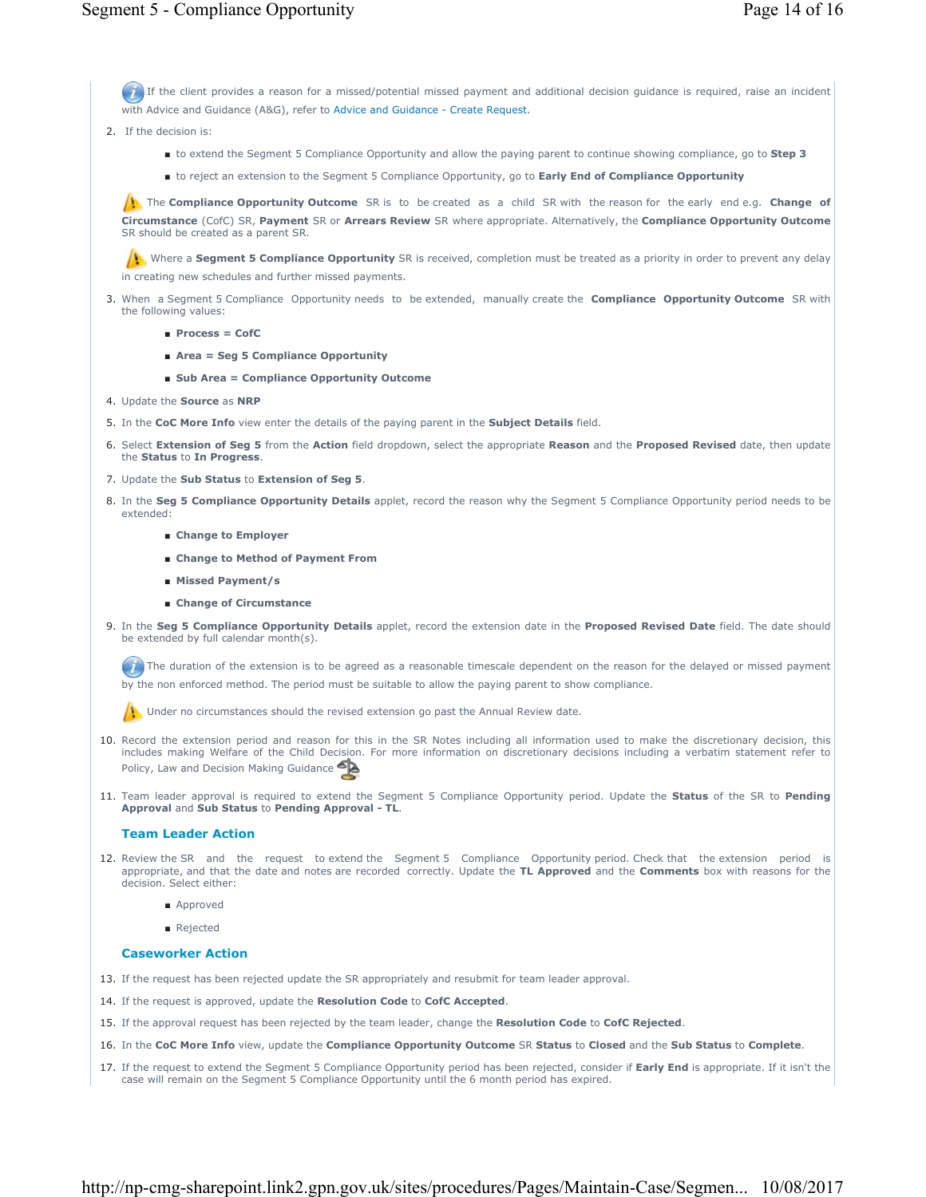If the client provides a reason for a missed/potential missed payment and additional decision guidance is required, raise an incident with Advice and Guidance (A&G), refer to Advice and Guidance - Create Request.

2. If the decision is:
   - to extend the Segment 5 Compliance Opportunity and allow the paying parent to continue showing compliance, go to **Step 3**
   - to reject an extension to the Segment 5 Compliance Opportunity, go to **Early End of Compliance Opportunity**

   The **Compliance Opportunity Outcome** SR is to be created as a child SR with the reason for the early end e.g. **Change of Circumstance** (CofC) SR, **Payment** SR or **Arrears Review** SR where appropriate. Alternatively, the **Compliance Opportunity Outcome** SR should be created as a parent SR.

   Where a **Segment 5 Compliance Opportunity** SR is received, completion must be treated as a priority in order to prevent any delay in creating new schedules and further missed payments.

3. When a Segment 5 Compliance Opportunity needs to be extended, manually create the **Compliance Opportunity Outcome** SR with the following values:
   - **Process = CofC**
   - **Area = Seg 5 Compliance Opportunity**
   - **Sub Area = Compliance Opportunity Outcome**
4. Update the **Source** as **NRP**
5. In the **CoC More Info** view enter the details of the paying parent in the **Subject Details** field.
6. Select **Extension of Seg 5** from the **Action** field dropdown, select the appropriate **Reason** and the **Proposed Revised** date, then update the **Status** to **In Progress**.
7. Update the **Sub Status** to **Extension of Seg 5**.
8. In the **Seg 5 Compliance Opportunity Details** applet, record the reason why the Segment 5 Compliance Opportunity period needs to be extended:
   - **Change to Employer**
   - **Change to Method of Payment From**
   - **Missed Payment/s**
   - **Change of Circumstance**
9. In the **Seg 5 Compliance Opportunity Details** applet, record the extension date in the **Proposed Revised Date** field. The date should be extended by full calendar month(s).

   The duration of the extension is to be agreed as a reasonable timescale dependent on the reason for the delayed or missed payment by the non enforced method. The period must be suitable to allow the paying parent to show compliance.

   Under no circumstances should the revised extension go past the Annual Review date.

10. Record the extension period and reason for this in the SR Notes including all information used to make the discretionary decision, this includes making Welfare of the Child Decision. For more information on discretionary decisions including a verbatim statement refer to Policy, Law and Decision Making Guidance
11. Team leader approval is required to extend the Segment 5 Compliance Opportunity period. Update the **Status** of the SR to **Pending Approval** and **Sub Status** to **Pending Approval - TL**.

### Team Leader Action

12. Review the SR and the request to extend the Segment 5 Compliance Opportunity period. Check that the extension period is appropriate, and that the date and notes are recorded correctly. Update the **TL Approved** and the **Comments** box with reasons for the decision. Select either:
    - Approved
    - Rejected

### Caseworker Action

13. If the request has been rejected update the SR appropriately and resubmit for team leader approval.
14. If the request is approved, update the **Resolution Code** to **CofC Accepted**.
15. If the approval request has been rejected by the team leader, change the **Resolution Code** to **CofC Rejected**.
16. In the **CoC More Info** view, update the **Compliance Opportunity Outcome** SR **Status** to **Closed** and the **Sub Status** to **Complete**.
17. If the request to extend the Segment 5 Compliance Opportunity period has been rejected, consider if **Early End** is appropriate. If it isn't the case will remain on the Segment 5 Compliance Opportunity until the 6 month period has expired.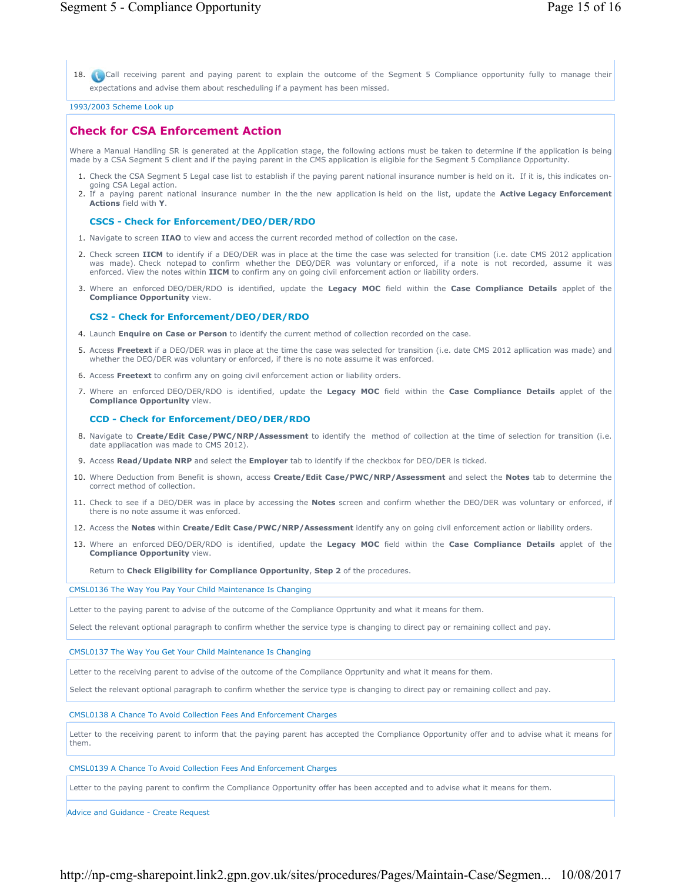18. Call receiving parent and paying parent to explain the outcome of the Segment 5 Compliance opportunity fully to manage their expectations and advise them about rescheduling if a payment has been missed.

1993/2003 Scheme Look up

## Check for CSA Enforcement Action

Where a Manual Handling SR is generated at the Application stage, the following actions must be taken to determine if the application is being made by a CSA Segment 5 client and if the paying parent in the CMS application is eligible for the Segment 5 Compliance Opportunity.

1. Check the CSA Segment 5 Legal case list to establish if the paying parent national insurance number is held on it. If it is, this indicates on-going CSA Legal action.
2. If a paying parent national insurance number in the the new application is held on the list, update the **Active Legacy Enforcement Actions** field with **Y**.

### CSCS - Check for Enforcement/DEO/DER/RDO

1. Navigate to screen **IIAO** to view and access the current recorded method of collection on the case.
2. Check screen **IICM** to identify if a DEO/DER was in place at the time the case was selected for transition (i.e. date CMS 2012 application was made). Check notepad to confirm whether the DEO/DER was voluntary or enforced, if a note is not recorded, assume it was enforced. View the notes within **IICM** to confirm any on going civil enforcement action or liability orders.
3. Where an enforced DEO/DER/RDO is identified, update the **Legacy MOC** field within the **Case Compliance Details** applet of the **Compliance Opportunity** view.

### CS2 - Check for Enforcement/DEO/DER/RDO

4. Launch **Enquire on Case or Person** to identify the current method of collection recorded on the case.
5. Access **Freetext** if a DEO/DER was in place at the time the case was selected for transition (i.e. date CMS 2012 apllication was made) and whether the DEO/DER was voluntary or enforced, if there is no note assume it was enforced.
6. Access **Freetext** to confirm any on going civil enforcement action or liability orders.
7. Where an enforced DEO/DER/RDO is identified, update the **Legacy MOC** field within the **Case Compliance Details** applet of the **Compliance Opportunity** view.

### CCD - Check for Enforcement/DEO/DER/RDO

8. Navigate to **Create/Edit Case/PWC/NRP/Assessment** to identify the method of collection at the time of selection for transition (i.e. date appliacation was made to CMS 2012).
9. Access **Read/Update NRP** and select the **Employer** tab to identify if the checkbox for DEO/DER is ticked.
10. Where Deduction from Benefit is shown, access **Create/Edit Case/PWC/NRP/Assessment** and select the **Notes** tab to determine the correct method of collection.
11. Check to see if a DEO/DER was in place by accessing the **Notes** screen and confirm whether the DEO/DER was voluntary or enforced, if there is no note assume it was enforced.
12. Access the **Notes** within **Create/Edit Case/PWC/NRP/Assessment** identify any on going civil enforcement action or liability orders.
13. Where an enforced DEO/DER/RDO is identified, update the **Legacy MOC** field within the **Case Compliance Details** applet of the **Compliance Opportunity** view.

Return to **Check Eligibility for Compliance Opportunity**, **Step 2** of the procedures.

CMSL0136 The Way You Pay Your Child Maintenance Is Changing

Letter to the paying parent to advise of the outcome of the Compliance Opprtunity and what it means for them.

Select the relevant optional paragraph to confirm whether the service type is changing to direct pay or remaining collect and pay.

CMSL0137 The Way You Get Your Child Maintenance Is Changing

Letter to the receiving parent to advise of the outcome of the Compliance Opprtunity and what it means for them.

Select the relevant optional paragraph to confirm whether the service type is changing to direct pay or remaining collect and pay.

CMSL0138 A Chance To Avoid Collection Fees And Enforcement Charges

Letter to the receiving parent to inform that the paying parent has accepted the Compliance Opportunity offer and to advise what it means for them.

CMSL0139 A Chance To Avoid Collection Fees And Enforcement Charges

Letter to the paying parent to confirm the Compliance Opportunity offer has been accepted and to advise what it means for them.

Advice and Guidance - Create Request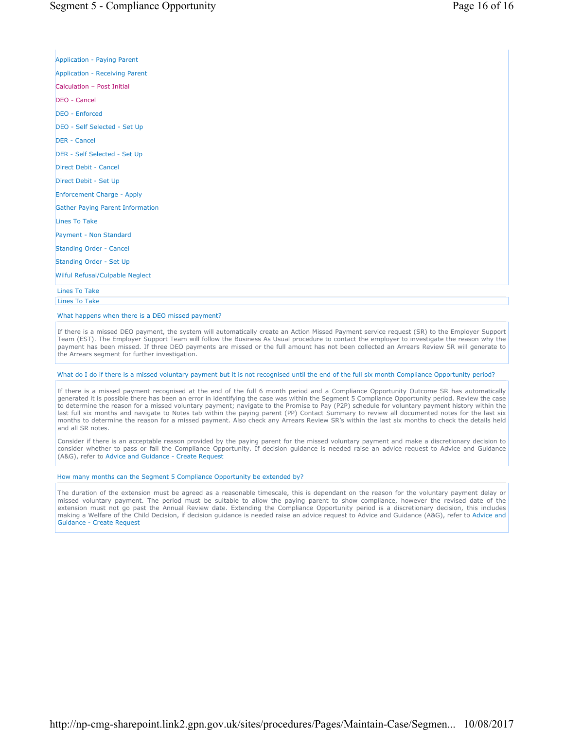Application - Paying Parent

Application - Receiving Parent

Calculation – Post Initial

DEO - Cancel

DEO - Enforced

DEO - Self Selected - Set Up

DER - Cancel

DER - Self Selected - Set Up

Direct Debit - Cancel

Direct Debit - Set Up

Enforcement Charge - Apply

Gather Paying Parent Information

Lines To Take

Payment - Non Standard

Standing Order - Cancel

Standing Order - Set Up

Wilful Refusal/Culpable Neglect

## Lines To Take

### Lines To Take

#### What happens when there is a DEO missed payment?

If there is a missed DEO payment, the system will automatically create an Action Missed Payment service request (SR) to the Employer Support Team (EST). The Employer Support Team will follow the Business As Usual procedure to contact the employer to investigate the reason why the payment has been missed. If three DEO payments are missed or the full amount has not been collected an Arrears Review SR will generate to the Arrears segment for further investigation.

#### What do I do if there is a missed voluntary payment but it is not recognised until the end of the full six month Compliance Opportunity period?

If there is a missed payment recognised at the end of the full 6 month period and a Compliance Opportunity Outcome SR has automatically generated it is possible there has been an error in identifying the case was within the Segment 5 Compliance Opportunity period. Review the case to determine the reason for a missed voluntary payment; navigate to the Promise to Pay (P2P) schedule for voluntary payment history within the last full six months and navigate to Notes tab within the paying parent (PP) Contact Summary to review all documented notes for the last six months to determine the reason for a missed payment. Also check any Arrears Review SR's within the last six months to check the details held and all SR notes.

Consider if there is an acceptable reason provided by the paying parent for the missed voluntary payment and make a discretionary decision to consider whether to pass or fail the Compliance Opportunity. If decision guidance is needed raise an advice request to Advice and Guidance (A&G), refer to Advice and Guidance - Create Request

#### How many months can the Segment 5 Compliance Opportunity be extended by?

The duration of the extension must be agreed as a reasonable timescale, this is dependant on the reason for the voluntary payment delay or missed voluntary payment. The period must be suitable to allow the paying parent to show compliance, however the revised date of the extension must not go past the Annual Review date. Extending the Compliance Opportunity period is a discretionary decision, this includes making a Welfare of the Child Decision, if decision guidance is needed raise an advice request to Advice and Guidance (A&G), refer to Advice and Guidance - Create Request